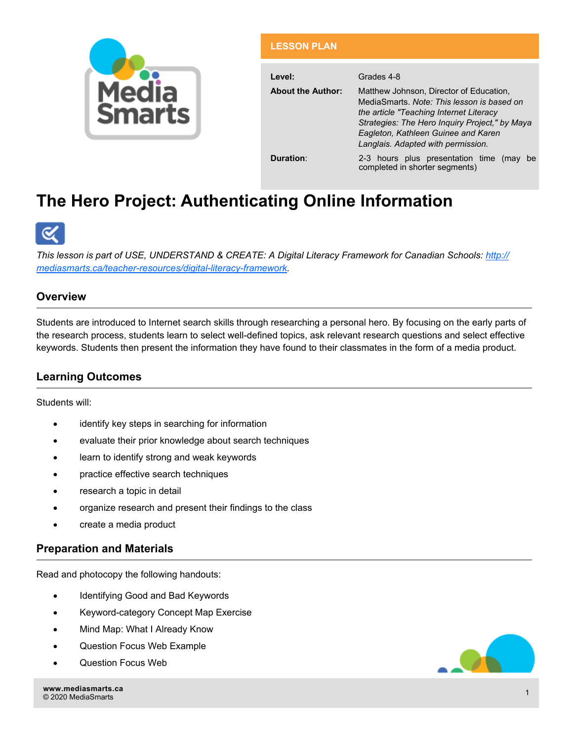**LESSON PLAN**

| | |
|---|---|
| **Level:** | Grades 4-8 |
| **About the Author:** | Matthew Johnson, Director of Education, MediaSmarts. *Note: This lesson is based on the article "Teaching Internet Literacy Strategies: The Hero Inquiry Project," by Maya Eagleton, Kathleen Guinee and Karen Langlais. Adapted with permission.* |
| **Duration:** | 2-3 hours plus presentation time (may be completed in shorter segments) |

# The Hero Project: Authenticating Online Information

*This lesson is part of USE, UNDERSTAND & CREATE: A Digital Literacy Framework for Canadian Schools: [http://mediasmarts.ca/teacher-resources/digital-literacy-framework](http://mediasmarts.ca/teacher-resources/digital-literacy-framework).*

## Overview

Students are introduced to Internet search skills through researching a personal hero. By focusing on the early parts of the research process, students learn to select well-defined topics, ask relevant research questions and select effective keywords. Students then present the information they have found to their classmates in the form of a media product.

## Learning Outcomes

Students will:

- identify key steps in searching for information
- evaluate their prior knowledge about search techniques
- learn to identify strong and weak keywords
- practice effective search techniques
- research a topic in detail
- organize research and present their findings to the class
- create a media product

## Preparation and Materials

Read and photocopy the following handouts:

- Identifying Good and Bad Keywords
- Keyword-category Concept Map Exercise
- Mind Map: What I Already Know
- Question Focus Web Example
- Question Focus Web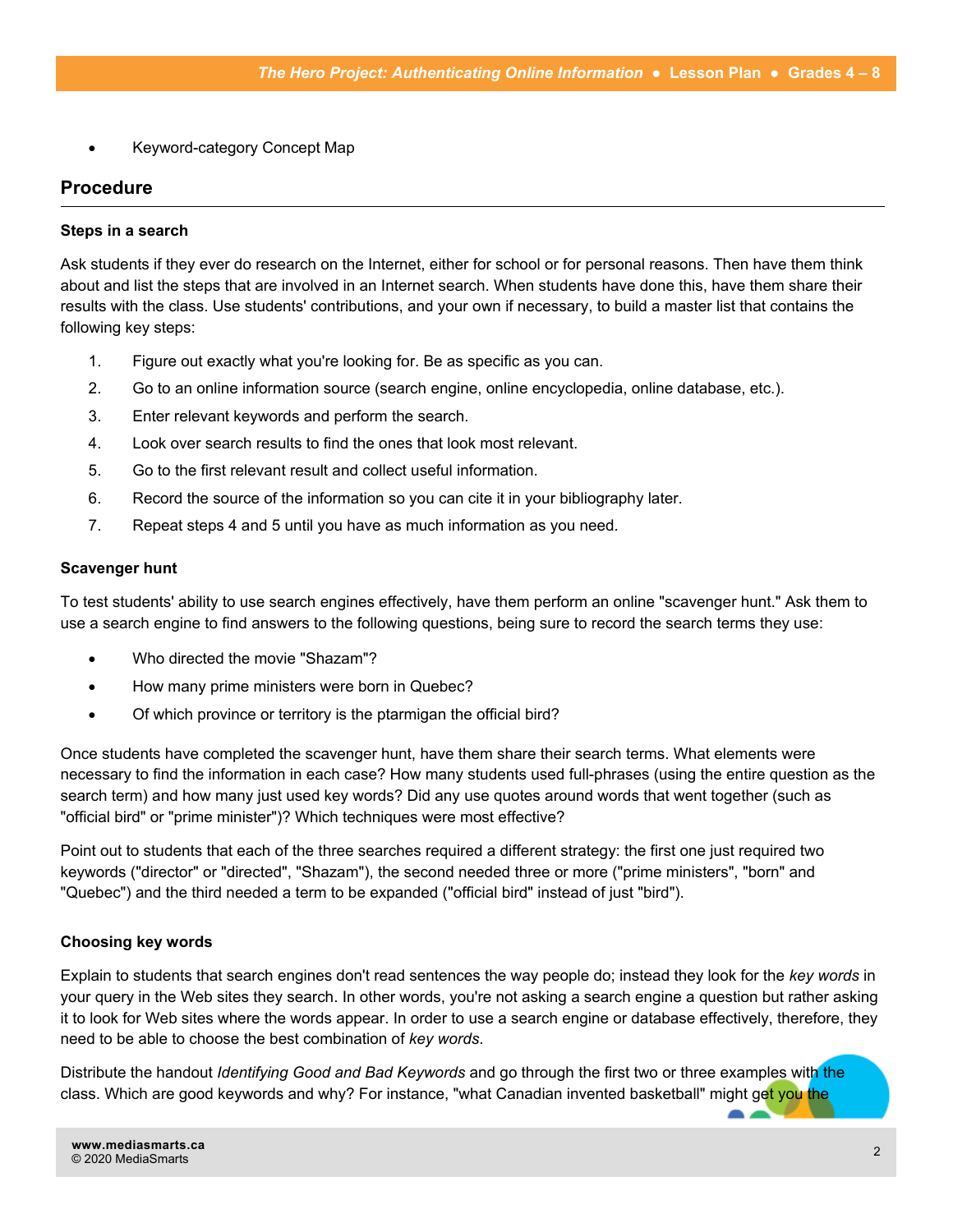- Keyword-category Concept Map

## Procedure

### Steps in a search

Ask students if they ever do research on the Internet, either for school or for personal reasons. Then have them think about and list the steps that are involved in an Internet search. When students have done this, have them share their results with the class. Use students' contributions, and your own if necessary, to build a master list that contains the following key steps:

1. Figure out exactly what you're looking for. Be as specific as you can.
2. Go to an online information source (search engine, online encyclopedia, online database, etc.).
3. Enter relevant keywords and perform the search.
4. Look over search results to find the ones that look most relevant.
5. Go to the first relevant result and collect useful information.
6. Record the source of the information so you can cite it in your bibliography later.
7. Repeat steps 4 and 5 until you have as much information as you need.

### Scavenger hunt

To test students' ability to use search engines effectively, have them perform an online "scavenger hunt." Ask them to use a search engine to find answers to the following questions, being sure to record the search terms they use:

- Who directed the movie "Shazam"?
- How many prime ministers were born in Quebec?
- Of which province or territory is the ptarmigan the official bird?

Once students have completed the scavenger hunt, have them share their search terms. What elements were necessary to find the information in each case? How many students used full-phrases (using the entire question as the search term) and how many just used key words? Did any use quotes around words that went together (such as "official bird" or "prime minister")? Which techniques were most effective?

Point out to students that each of the three searches required a different strategy: the first one just required two keywords ("director" or "directed", "Shazam"), the second needed three or more ("prime ministers", "born" and "Quebec") and the third needed a term to be expanded ("official bird" instead of just "bird").

### Choosing key words

Explain to students that search engines don't read sentences the way people do; instead they look for the *key words* in your query in the Web sites they search. In other words, you're not asking a search engine a question but rather asking it to look for Web sites where the words appear. In order to use a search engine or database effectively, therefore, they need to be able to choose the best combination of *key words*.

Distribute the handout *Identifying Good and Bad Keywords* and go through the first two or three examples with the class. Which are good keywords and why? For instance, "what Canadian invented basketball" might get you the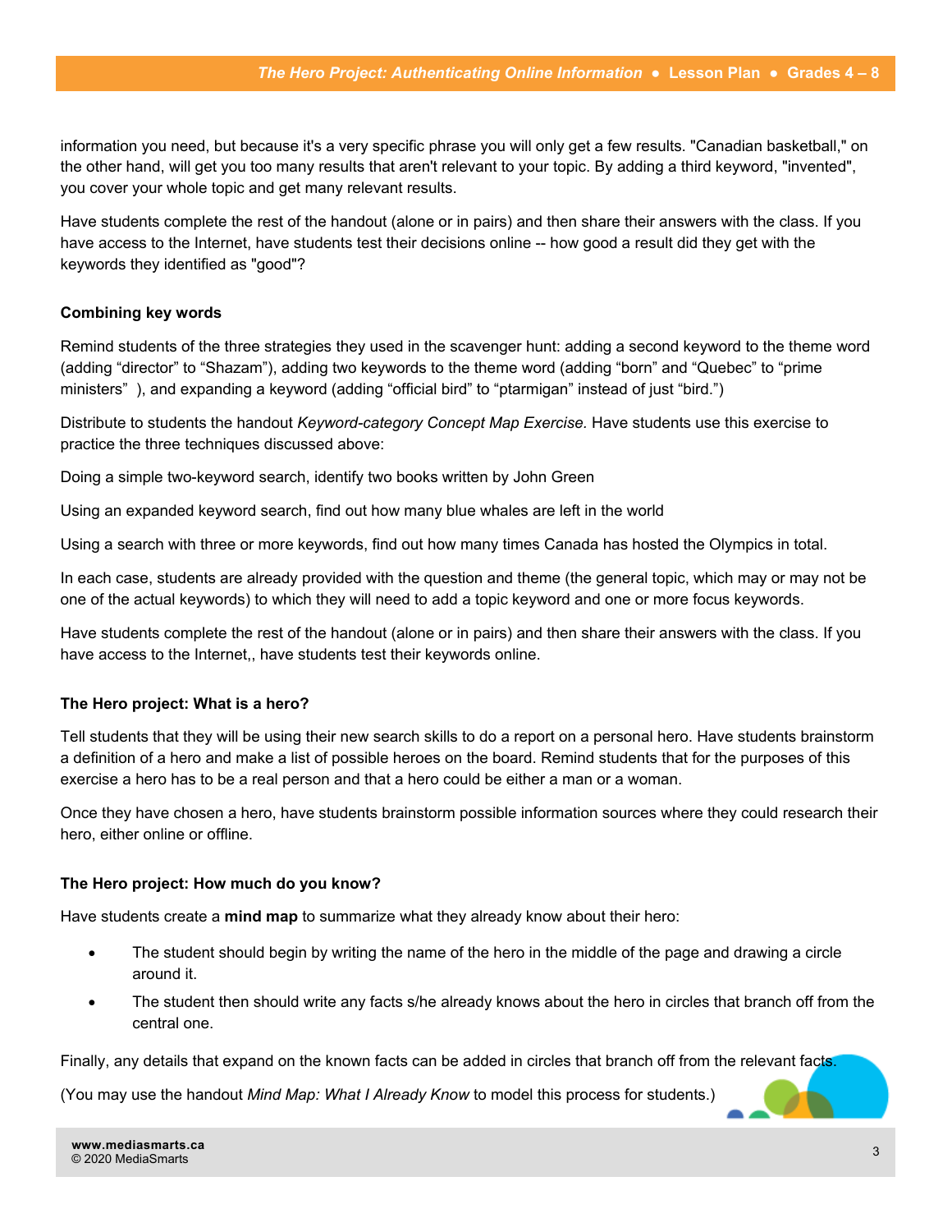information you need, but because it's a very specific phrase you will only get a few results. "Canadian basketball," on the other hand, will get you too many results that aren't relevant to your topic. By adding a third keyword, "invented", you cover your whole topic and get many relevant results.

Have students complete the rest of the handout (alone or in pairs) and then share their answers with the class. If you have access to the Internet, have students test their decisions online -- how good a result did they get with the keywords they identified as "good"?

**Combining key words**

Remind students of the three strategies they used in the scavenger hunt: adding a second keyword to the theme word (adding "director" to "Shazam"), adding two keywords to the theme word (adding "born" and "Quebec" to "prime ministers" ), and expanding a keyword (adding "official bird" to "ptarmigan" instead of just "bird.")

Distribute to students the handout *Keyword-category Concept Map Exercise.* Have students use this exercise to practice the three techniques discussed above:

Doing a simple two-keyword search, identify two books written by John Green

Using an expanded keyword search, find out how many blue whales are left in the world

Using a search with three or more keywords, find out how many times Canada has hosted the Olympics in total.

In each case, students are already provided with the question and theme (the general topic, which may or may not be one of the actual keywords) to which they will need to add a topic keyword and one or more focus keywords.

Have students complete the rest of the handout (alone or in pairs) and then share their answers with the class. If you have access to the Internet,, have students test their keywords online.

**The Hero project: What is a hero?**

Tell students that they will be using their new search skills to do a report on a personal hero. Have students brainstorm a definition of a hero and make a list of possible heroes on the board. Remind students that for the purposes of this exercise a hero has to be a real person and that a hero could be either a man or a woman.

Once they have chosen a hero, have students brainstorm possible information sources where they could research their hero, either online or offline.

**The Hero project: How much do you know?**

Have students create a **mind map** to summarize what they already know about their hero:

- The student should begin by writing the name of the hero in the middle of the page and drawing a circle around it.
- The student then should write any facts s/he already knows about the hero in circles that branch off from the central one.

Finally, any details that expand on the known facts can be added in circles that branch off from the relevant facts.

(You may use the handout *Mind Map: What I Already Know* to model this process for students.)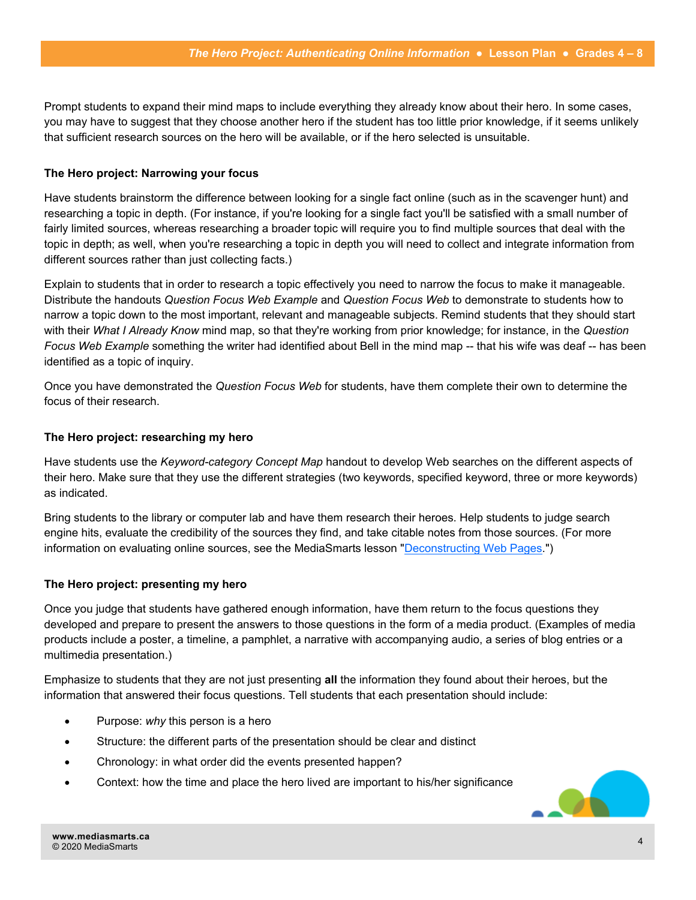Prompt students to expand their mind maps to include everything they already know about their hero. In some cases, you may have to suggest that they choose another hero if the student has too little prior knowledge, if it seems unlikely that sufficient research sources on the hero will be available, or if the hero selected is unsuitable.

### The Hero project: Narrowing your focus

Have students brainstorm the difference between looking for a single fact online (such as in the scavenger hunt) and researching a topic in depth. (For instance, if you're looking for a single fact you'll be satisfied with a small number of fairly limited sources, whereas researching a broader topic will require you to find multiple sources that deal with the topic in depth; as well, when you're researching a topic in depth you will need to collect and integrate information from different sources rather than just collecting facts.)

Explain to students that in order to research a topic effectively you need to narrow the focus to make it manageable. Distribute the handouts *Question Focus Web Example* and *Question Focus Web* to demonstrate to students how to narrow a topic down to the most important, relevant and manageable subjects. Remind students that they should start with their *What I Already Know* mind map, so that they're working from prior knowledge; for instance, in the *Question Focus Web Example* something the writer had identified about Bell in the mind map -- that his wife was deaf -- has been identified as a topic of inquiry.

Once you have demonstrated the *Question Focus Web* for students, have them complete their own to determine the focus of their research.

### The Hero project: researching my hero

Have students use the *Keyword-category Concept Map* handout to develop Web searches on the different aspects of their hero. Make sure that they use the different strategies (two keywords, specified keyword, three or more keywords) as indicated.

Bring students to the library or computer lab and have them research their heroes. Help students to judge search engine hits, evaluate the credibility of the sources they find, and take citable notes from those sources. (For more information on evaluating online sources, see the MediaSmarts lesson "Deconstructing Web Pages.")

### The Hero project: presenting my hero

Once you judge that students have gathered enough information, have them return to the focus questions they developed and prepare to present the answers to those questions in the form of a media product. (Examples of media products include a poster, a timeline, a pamphlet, a narrative with accompanying audio, a series of blog entries or a multimedia presentation.)

Emphasize to students that they are not just presenting **all** the information they found about their heroes, but the information that answered their focus questions. Tell students that each presentation should include:

- Purpose: *why* this person is a hero
- Structure: the different parts of the presentation should be clear and distinct
- Chronology: in what order did the events presented happen?
- Context: how the time and place the hero lived are important to his/her significance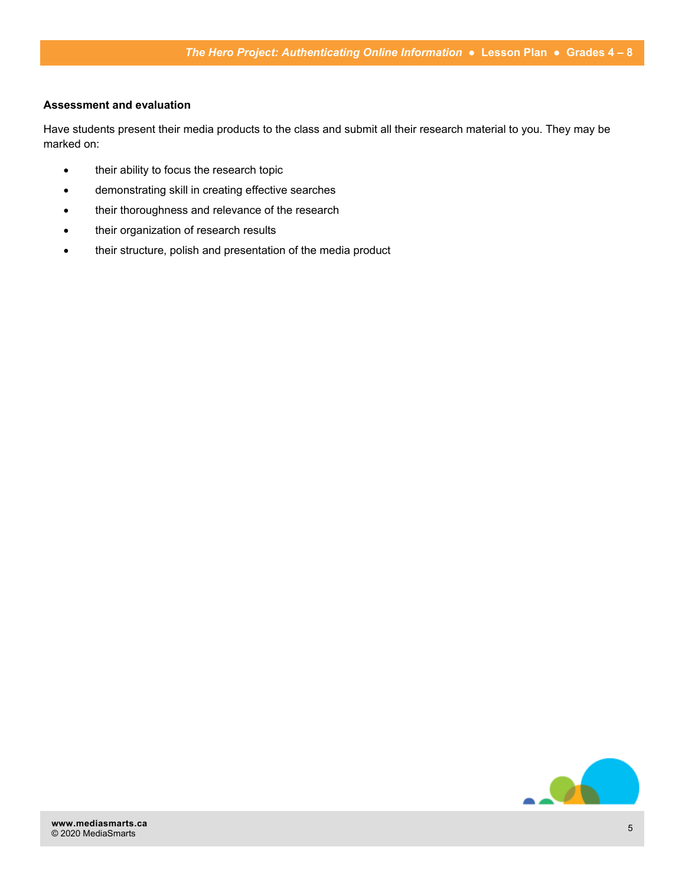**Assessment and evaluation**

Have students present their media products to the class and submit all their research material to you. They may be marked on:

- their ability to focus the research topic
- demonstrating skill in creating effective searches
- their thoroughness and relevance of the research
- their organization of research results
- their structure, polish and presentation of the media product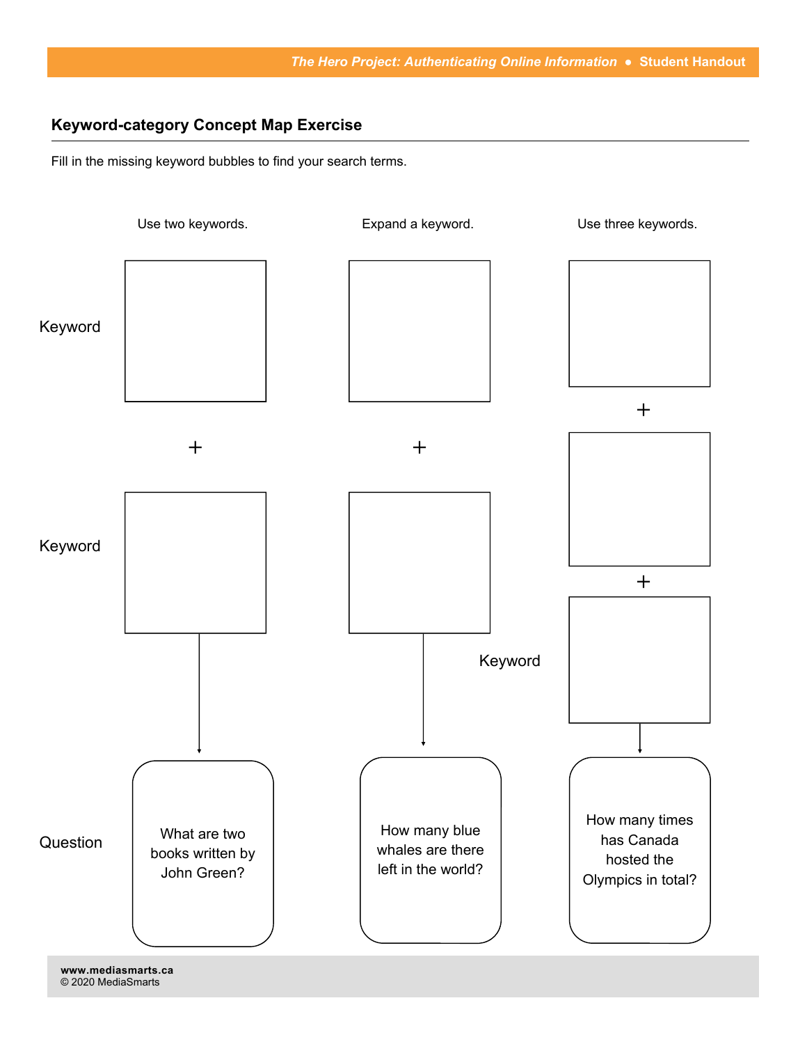## Keyword-category Concept Map Exercise

Fill in the missing keyword bubbles to find your search terms.

| | Use two keywords. | Expand a keyword. | Use three keywords. |
|---|---|---|---|
| Keyword | | | |
| | + | + | + |
| Keyword | | | |
| | | | + |
| Keyword | | | |
| Question | What are two books written by John Green? | How many blue whales are there left in the world? | How many times has Canada hosted the Olympics in total? |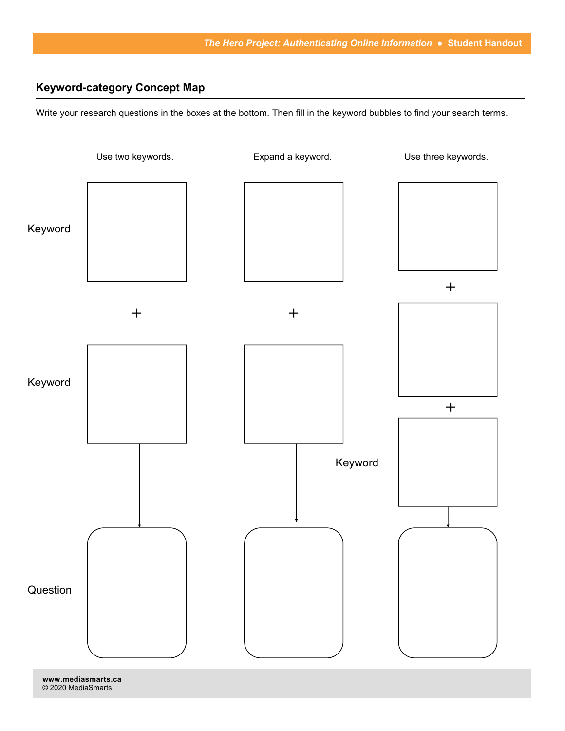## Keyword-category Concept Map

Write your research questions in the boxes at the bottom. Then fill in the keyword bubbles to find your search terms.

| | Use two keywords. | Expand a keyword. | Use three keywords. |
|---|---|---|---|
| Keyword | | | |
| | + | + | + |
| Keyword | | | |
| | | | + |
| Keyword | | | |
| Question | | | |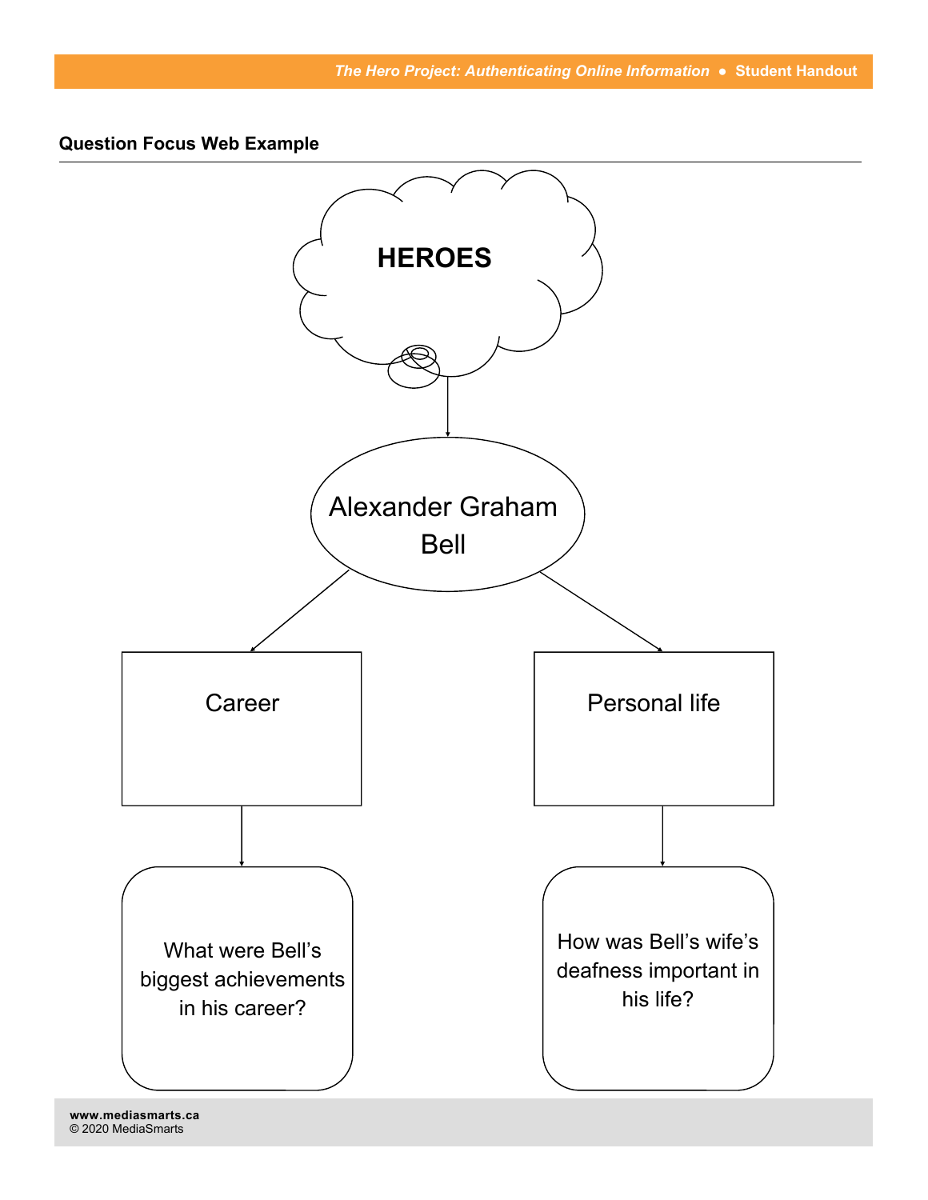## Question Focus Web Example

**HEROES**

Alexander Graham Bell

- Career
  - What were Bell's biggest achievements in his career?
- Personal life
  - How was Bell's wife's deafness important in his life?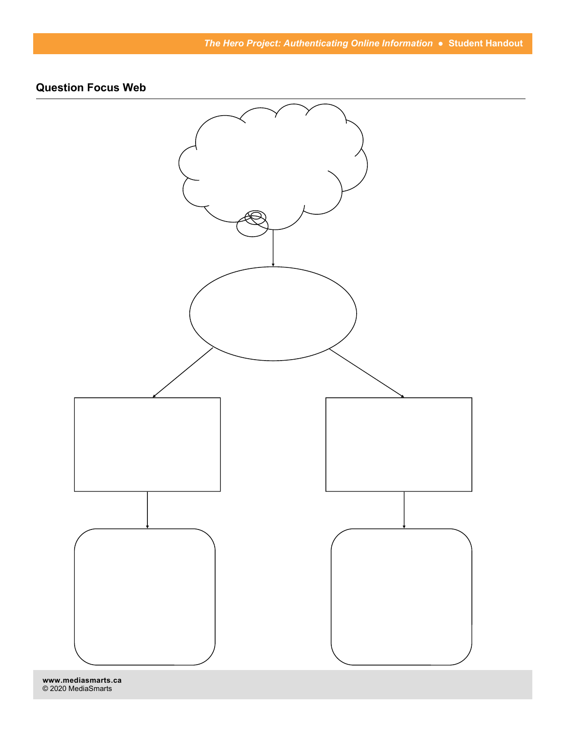## Question Focus Web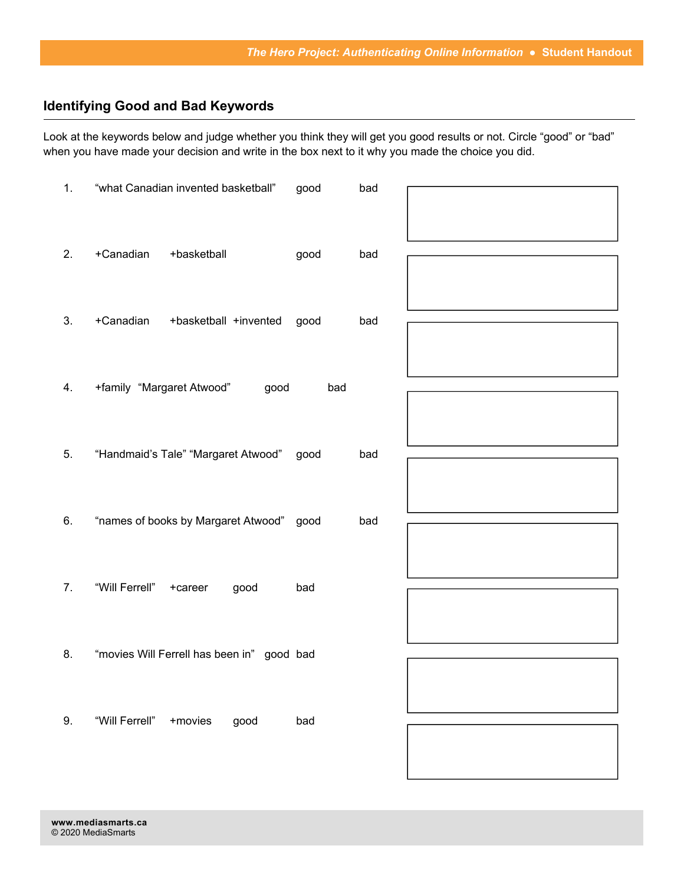## Identifying Good and Bad Keywords

Look at the keywords below and judge whether you think they will get you good results or not. Circle "good" or "bad" when you have made your decision and write in the box next to it why you made the choice you did.

1. "what Canadian invented basketball" good bad

2. +Canadian +basketball good bad

3. +Canadian +basketball +invented good bad

4. +family "Margaret Atwood" good bad

5. "Handmaid's Tale" "Margaret Atwood" good bad

6. "names of books by Margaret Atwood" good bad

7. "Will Ferrell" +career good bad

8. "movies Will Ferrell has been in" good bad

9. "Will Ferrell" +movies good bad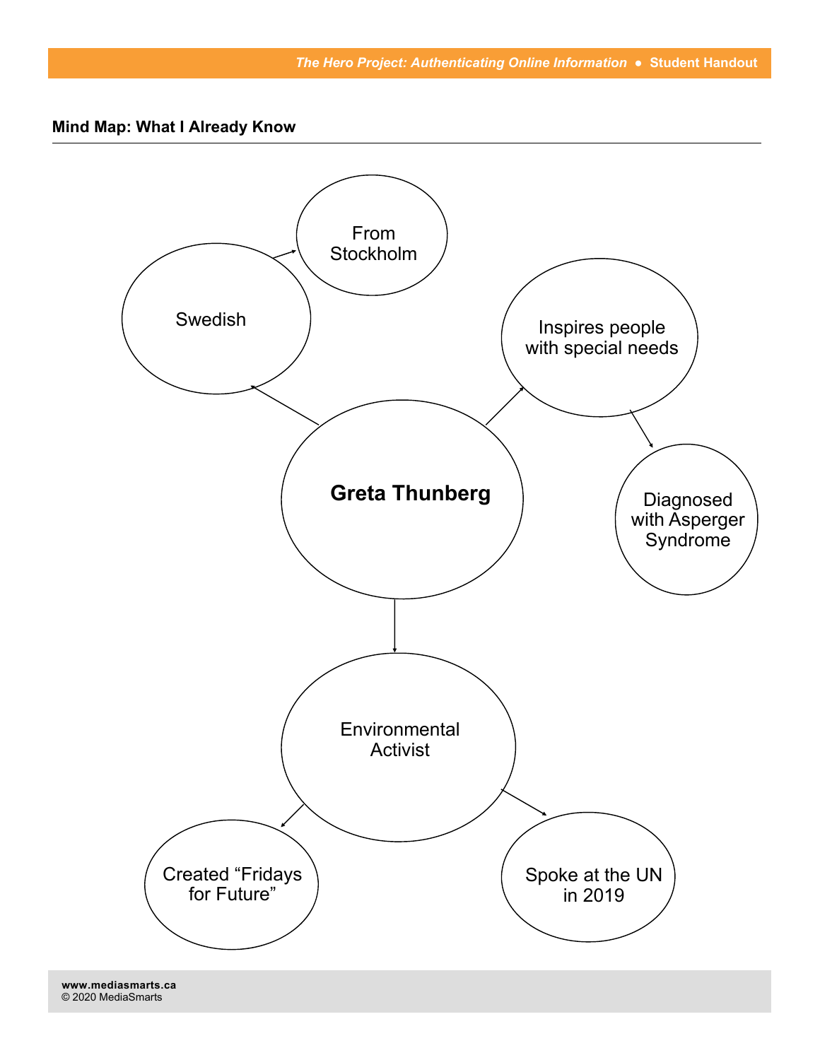## Mind Map: What I Already Know

Greta Thunberg

Swedish

From Stockholm

Inspires people with special needs

Diagnosed with Asperger Syndrome

Environmental Activist

Created "Fridays for Future"

Spoke at the UN in 2019